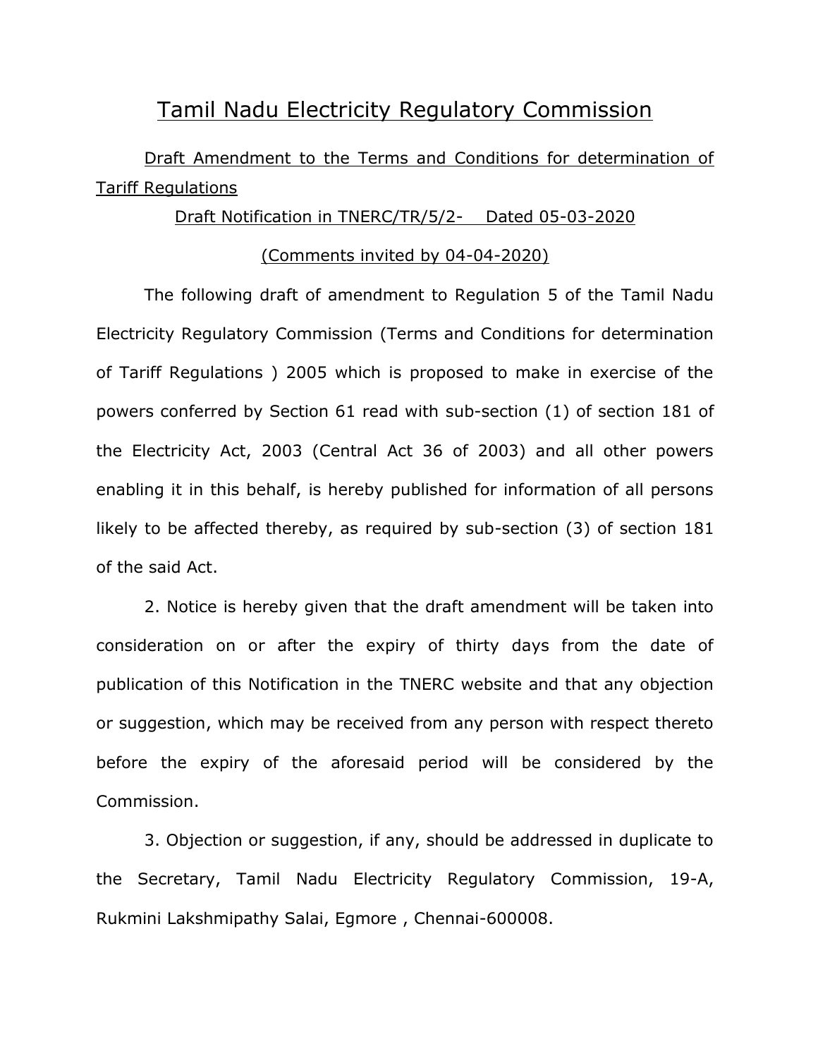# Tamil Nadu Electricity Regulatory Commission

Draft Amendment to the Terms and Conditions for determination of Tariff Regulations

Draft Notification in TNERC/TR/5/2- Dated 05-03-2020

(Comments invited by 04-04-2020)

The following draft of amendment to Regulation 5 of the Tamil Nadu Electricity Regulatory Commission (Terms and Conditions for determination of Tariff Regulations ) 2005 which is proposed to make in exercise of the powers conferred by Section 61 read with sub-section (1) of section 181 of the Electricity Act, 2003 (Central Act 36 of 2003) and all other powers enabling it in this behalf, is hereby published for information of all persons likely to be affected thereby, as required by sub-section (3) of section 181 of the said Act.

2. Notice is hereby given that the draft amendment will be taken into consideration on or after the expiry of thirty days from the date of publication of this Notification in the TNERC website and that any objection or suggestion, which may be received from any person with respect thereto before the expiry of the aforesaid period will be considered by the Commission.

3. Objection or suggestion, if any, should be addressed in duplicate to the Secretary, Tamil Nadu Electricity Regulatory Commission, 19-A, Rukmini Lakshmipathy Salai, Egmore , Chennai-600008.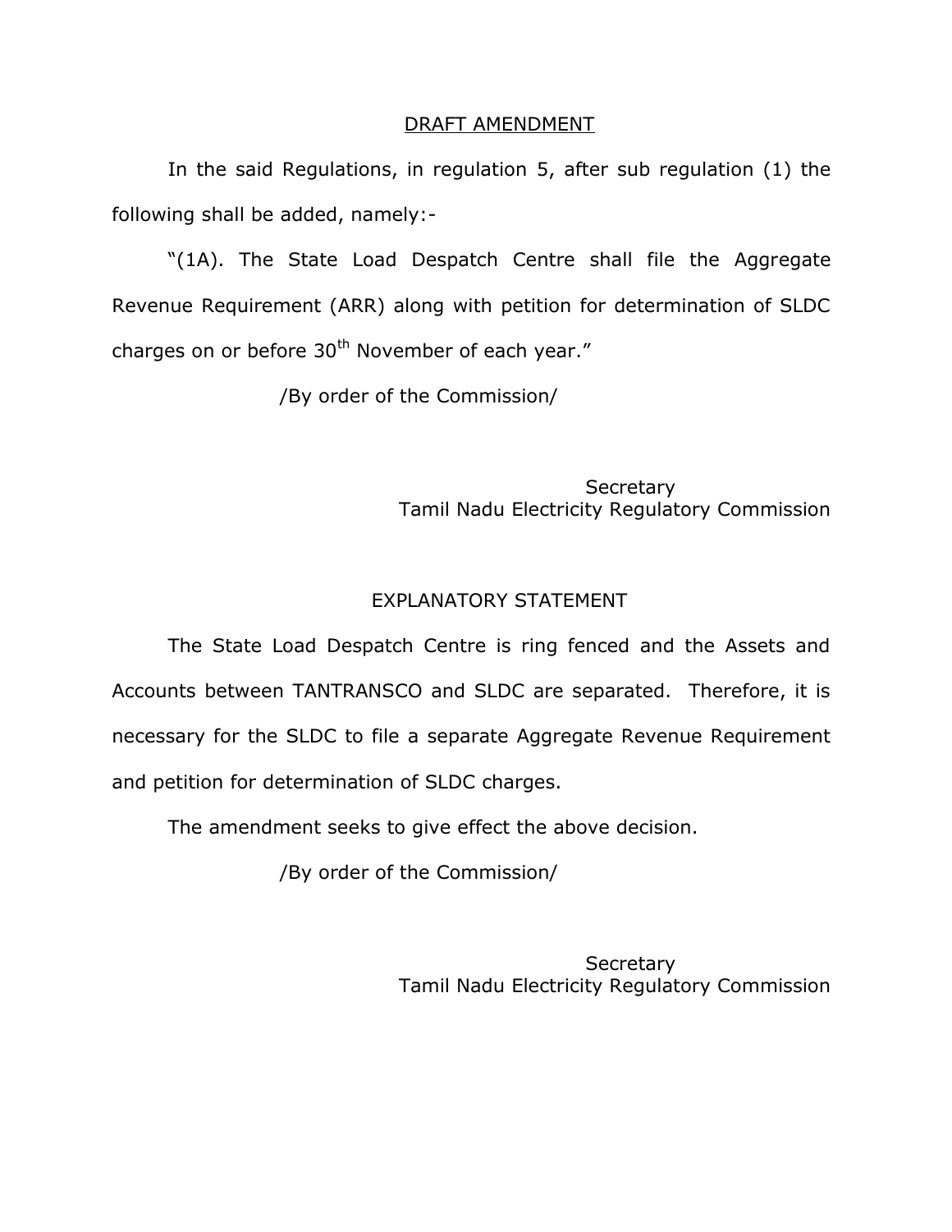## DRAFT AMENDMENT

In the said Regulations, in regulation 5, after sub regulation (1) the following shall be added, namely:-

"(1A). The State Load Despatch Centre shall file the Aggregate Revenue Requirement (ARR) along with petition for determination of SLDC charges on or before 30th November of each year."

/By order of the Commission/

Secretary
Tamil Nadu Electricity Regulatory Commission

## EXPLANATORY STATEMENT

The State Load Despatch Centre is ring fenced and the Assets and Accounts between TANTRANSCO and SLDC are separated. Therefore, it is necessary for the SLDC to file a separate Aggregate Revenue Requirement and petition for determination of SLDC charges.

The amendment seeks to give effect the above decision.

/By order of the Commission/

Secretary
Tamil Nadu Electricity Regulatory Commission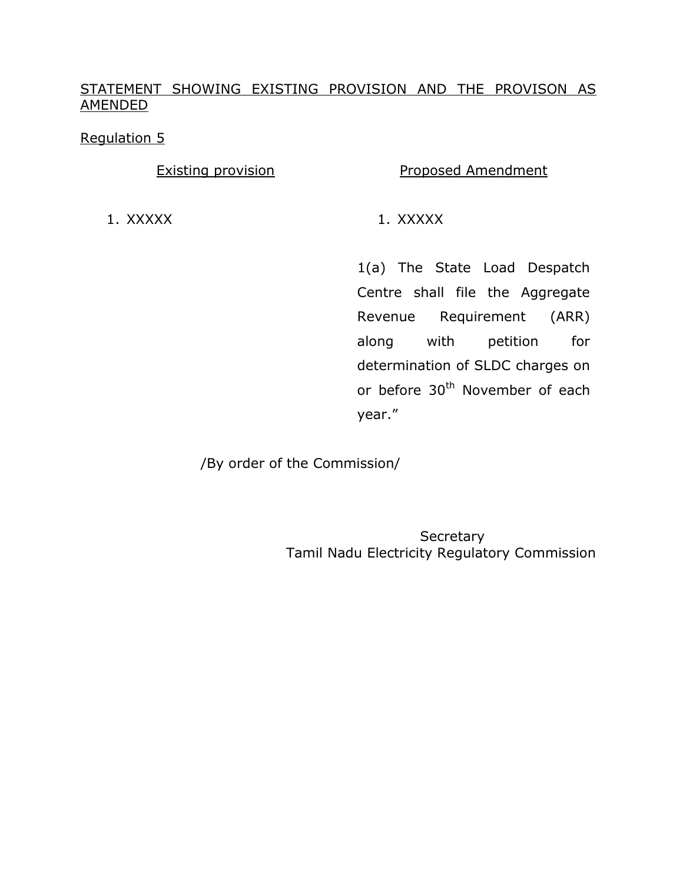STATEMENT SHOWING EXISTING PROVISION AND THE PROVISON AS AMENDED

Regulation 5

| Existing provision | Proposed Amendment |
| --- | --- |
| 1. XXXXX | 1. XXXXX |
| | 1(a) The State Load Despatch Centre shall file the Aggregate Revenue Requirement (ARR) along with petition for determination of SLDC charges on or before 30th November of each year.” |

/By order of the Commission/

Secretary
Tamil Nadu Electricity Regulatory Commission